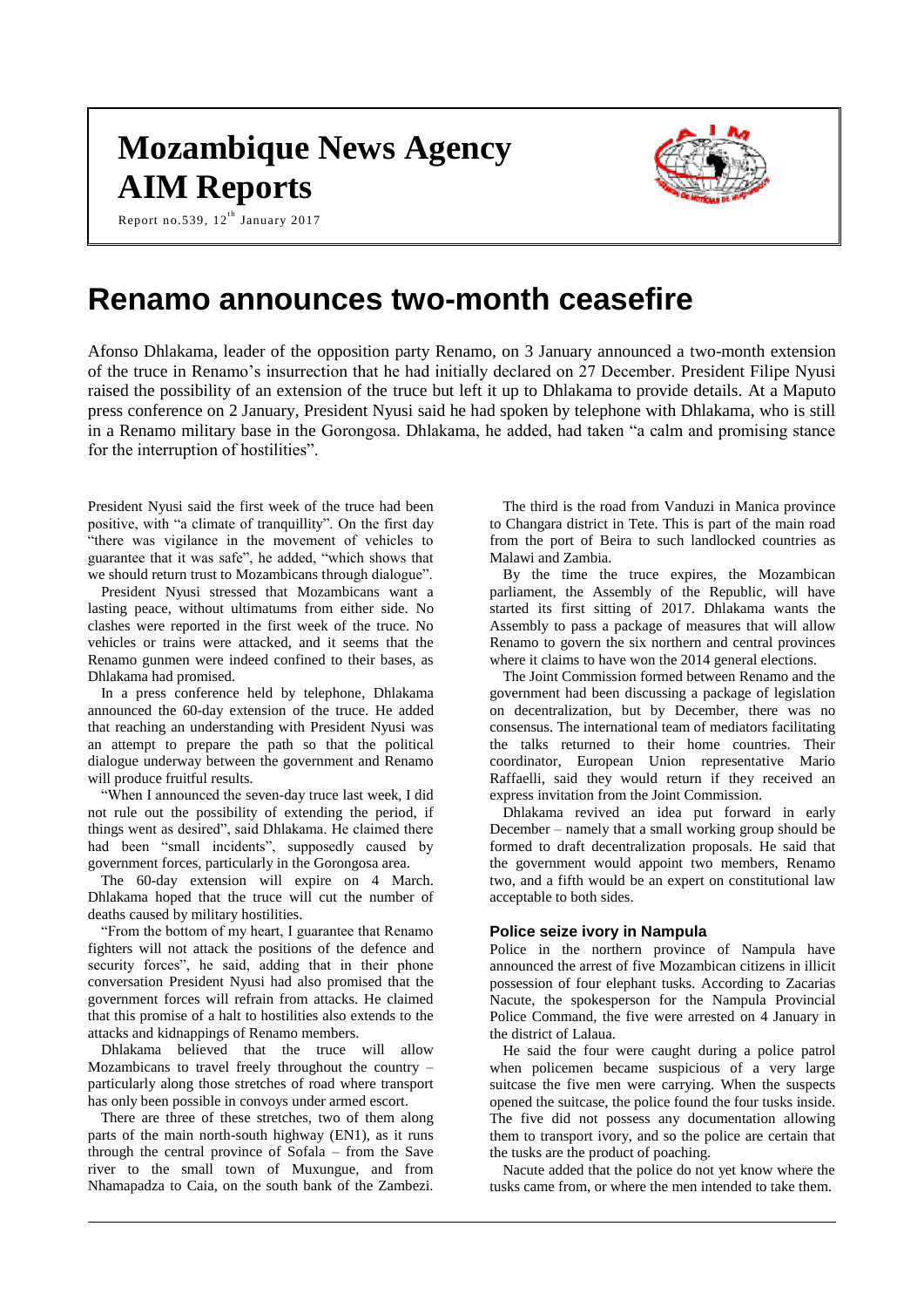# Mozambique News Agency
# AIM Reports

Report no.539, 12th January 2017

# Renamo announces two-month ceasefire

Afonso Dhlakama, leader of the opposition party Renamo, on 3 January announced a two-month extension of the truce in Renamo's insurrection that he had initially declared on 27 December. President Filipe Nyusi raised the possibility of an extension of the truce but left it up to Dhlakama to provide details. At a Maputo press conference on 2 January, President Nyusi said he had spoken by telephone with Dhlakama, who is still in a Renamo military base in the Gorongosa. Dhlakama, he added, had taken "a calm and promising stance for the interruption of hostilities".

President Nyusi said the first week of the truce had been positive, with "a climate of tranquillity". On the first day "there was vigilance in the movement of vehicles to guarantee that it was safe", he added, "which shows that we should return trust to Mozambicans through dialogue".

President Nyusi stressed that Mozambicans want a lasting peace, without ultimatums from either side. No clashes were reported in the first week of the truce. No vehicles or trains were attacked, and it seems that the Renamo gunmen were indeed confined to their bases, as Dhlakama had promised.

In a press conference held by telephone, Dhlakama announced the 60-day extension of the truce. He added that reaching an understanding with President Nyusi was an attempt to prepare the path so that the political dialogue underway between the government and Renamo will produce fruitful results.

"When I announced the seven-day truce last week, I did not rule out the possibility of extending the period, if things went as desired", said Dhlakama. He claimed there had been "small incidents", supposedly caused by government forces, particularly in the Gorongosa area.

The 60-day extension will expire on 4 March. Dhlakama hoped that the truce will cut the number of deaths caused by military hostilities.

"From the bottom of my heart, I guarantee that Renamo fighters will not attack the positions of the defence and security forces", he said, adding that in their phone conversation President Nyusi had also promised that the government forces will refrain from attacks. He claimed that this promise of a halt to hostilities also extends to the attacks and kidnappings of Renamo members.

Dhlakama believed that the truce will allow Mozambicans to travel freely throughout the country – particularly along those stretches of road where transport has only been possible in convoys under armed escort.

There are three of these stretches, two of them along parts of the main north-south highway (EN1), as it runs through the central province of Sofala – from the Save river to the small town of Muxungue, and from Nhamapadza to Caia, on the south bank of the Zambezi.

The third is the road from Vanduzi in Manica province to Changara district in Tete. This is part of the main road from the port of Beira to such landlocked countries as Malawi and Zambia.

By the time the truce expires, the Mozambican parliament, the Assembly of the Republic, will have started its first sitting of 2017. Dhlakama wants the Assembly to pass a package of measures that will allow Renamo to govern the six northern and central provinces where it claims to have won the 2014 general elections.

The Joint Commission formed between Renamo and the government had been discussing a package of legislation on decentralization, but by December, there was no consensus. The international team of mediators facilitating the talks returned to their home countries. Their coordinator, European Union representative Mario Raffaelli, said they would return if they received an express invitation from the Joint Commission.

Dhlakama revived an idea put forward in early December – namely that a small working group should be formed to draft decentralization proposals. He said that the government would appoint two members, Renamo two, and a fifth would be an expert on constitutional law acceptable to both sides.

### Police seize ivory in Nampula

Police in the northern province of Nampula have announced the arrest of five Mozambican citizens in illicit possession of four elephant tusks. According to Zacarias Nacute, the spokesperson for the Nampula Provincial Police Command, the five were arrested on 4 January in the district of Lalaua.

He said the four were caught during a police patrol when policemen became suspicious of a very large suitcase the five men were carrying. When the suspects opened the suitcase, the police found the four tusks inside. The five did not possess any documentation allowing them to transport ivory, and so the police are certain that the tusks are the product of poaching.

Nacute added that the police do not yet know where the tusks came from, or where the men intended to take them.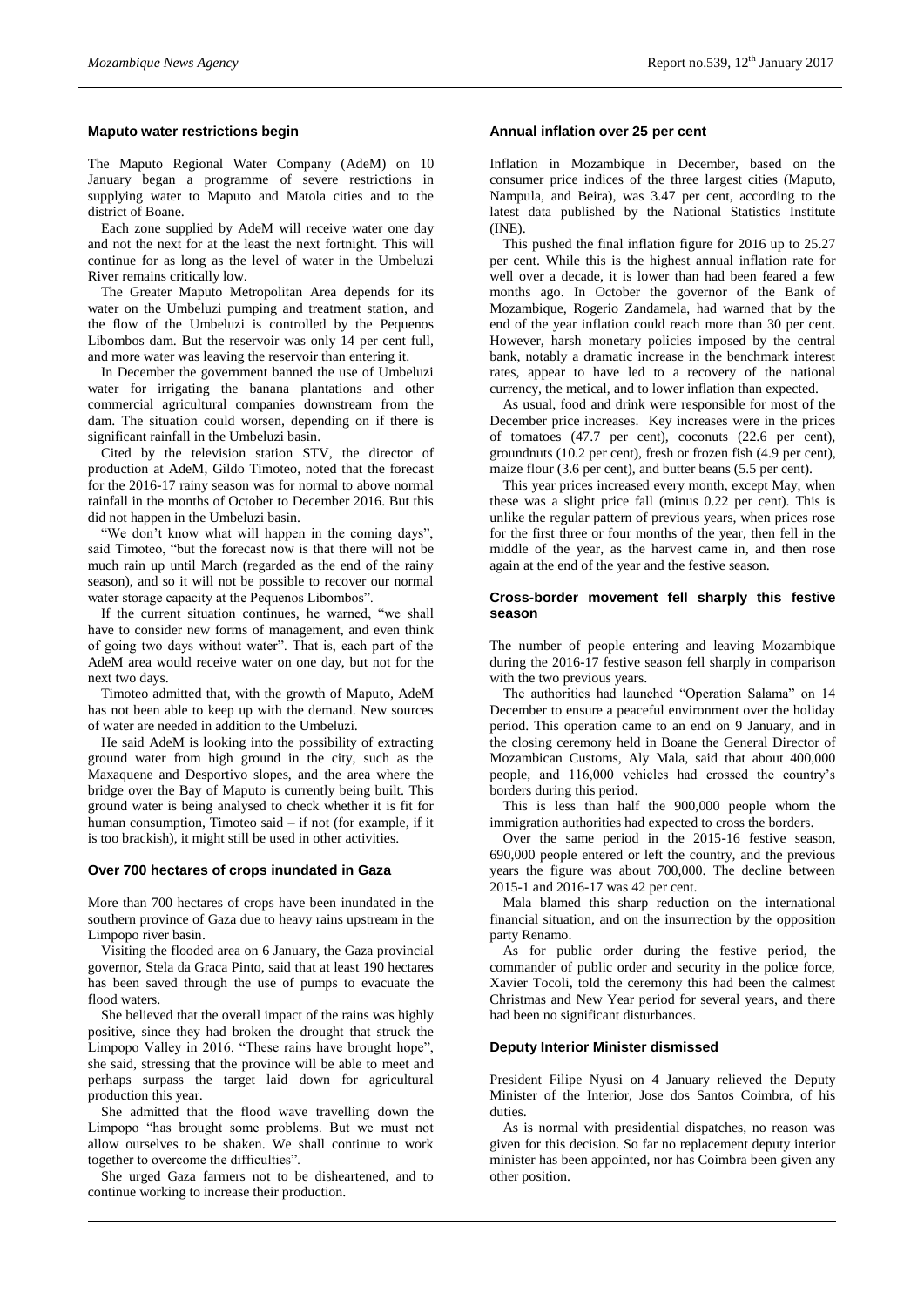## Maputo water restrictions begin

The Maputo Regional Water Company (AdeM) on 10 January began a programme of severe restrictions in supplying water to Maputo and Matola cities and to the district of Boane.

Each zone supplied by AdeM will receive water one day and not the next for at the least the next fortnight. This will continue for as long as the level of water in the Umbeluzi River remains critically low.

The Greater Maputo Metropolitan Area depends for its water on the Umbeluzi pumping and treatment station, and the flow of the Umbeluzi is controlled by the Pequenos Libombos dam. But the reservoir was only 14 per cent full, and more water was leaving the reservoir than entering it.

In December the government banned the use of Umbeluzi water for irrigating the banana plantations and other commercial agricultural companies downstream from the dam. The situation could worsen, depending on if there is significant rainfall in the Umbeluzi basin.

Cited by the television station STV, the director of production at AdeM, Gildo Timoteo, noted that the forecast for the 2016-17 rainy season was for normal to above normal rainfall in the months of October to December 2016. But this did not happen in the Umbeluzi basin.

"We don't know what will happen in the coming days", said Timoteo, "but the forecast now is that there will not be much rain up until March (regarded as the end of the rainy season), and so it will not be possible to recover our normal water storage capacity at the Pequenos Libombos".

If the current situation continues, he warned, "we shall have to consider new forms of management, and even think of going two days without water". That is, each part of the AdeM area would receive water on one day, but not for the next two days.

Timoteo admitted that, with the growth of Maputo, AdeM has not been able to keep up with the demand. New sources of water are needed in addition to the Umbeluzi.

He said AdeM is looking into the possibility of extracting ground water from high ground in the city, such as the Maxaquene and Desportivo slopes, and the area where the bridge over the Bay of Maputo is currently being built. This ground water is being analysed to check whether it is fit for human consumption, Timoteo said – if not (for example, if it is too brackish), it might still be used in other activities.

## Over 700 hectares of crops inundated in Gaza

More than 700 hectares of crops have been inundated in the southern province of Gaza due to heavy rains upstream in the Limpopo river basin.

Visiting the flooded area on 6 January, the Gaza provincial governor, Stela da Graca Pinto, said that at least 190 hectares has been saved through the use of pumps to evacuate the flood waters.

She believed that the overall impact of the rains was highly positive, since they had broken the drought that struck the Limpopo Valley in 2016. "These rains have brought hope", she said, stressing that the province will be able to meet and perhaps surpass the target laid down for agricultural production this year.

She admitted that the flood wave travelling down the Limpopo "has brought some problems. But we must not allow ourselves to be shaken. We shall continue to work together to overcome the difficulties".

She urged Gaza farmers not to be disheartened, and to continue working to increase their production.

## Annual inflation over 25 per cent

Inflation in Mozambique in December, based on the consumer price indices of the three largest cities (Maputo, Nampula, and Beira), was 3.47 per cent, according to the latest data published by the National Statistics Institute (INE).

This pushed the final inflation figure for 2016 up to 25.27 per cent. While this is the highest annual inflation rate for well over a decade, it is lower than had been feared a few months ago. In October the governor of the Bank of Mozambique, Rogerio Zandamela, had warned that by the end of the year inflation could reach more than 30 per cent. However, harsh monetary policies imposed by the central bank, notably a dramatic increase in the benchmark interest rates, appear to have led to a recovery of the national currency, the metical, and to lower inflation than expected.

As usual, food and drink were responsible for most of the December price increases. Key increases were in the prices of tomatoes (47.7 per cent), coconuts (22.6 per cent), groundnuts (10.2 per cent), fresh or frozen fish (4.9 per cent), maize flour (3.6 per cent), and butter beans (5.5 per cent).

This year prices increased every month, except May, when these was a slight price fall (minus 0.22 per cent). This is unlike the regular pattern of previous years, when prices rose for the first three or four months of the year, then fell in the middle of the year, as the harvest came in, and then rose again at the end of the year and the festive season.

## Cross-border movement fell sharply this festive season

The number of people entering and leaving Mozambique during the 2016-17 festive season fell sharply in comparison with the two previous years.

The authorities had launched "Operation Salama" on 14 December to ensure a peaceful environment over the holiday period. This operation came to an end on 9 January, and in the closing ceremony held in Boane the General Director of Mozambican Customs, Aly Mala, said that about 400,000 people, and 116,000 vehicles had crossed the country's borders during this period.

This is less than half the 900,000 people whom the immigration authorities had expected to cross the borders.

Over the same period in the 2015-16 festive season, 690,000 people entered or left the country, and the previous years the figure was about 700,000. The decline between 2015-1 and 2016-17 was 42 per cent.

Mala blamed this sharp reduction on the international financial situation, and on the insurrection by the opposition party Renamo.

As for public order during the festive period, the commander of public order and security in the police force, Xavier Tocoli, told the ceremony this had been the calmest Christmas and New Year period for several years, and there had been no significant disturbances.

## Deputy Interior Minister dismissed

President Filipe Nyusi on 4 January relieved the Deputy Minister of the Interior, Jose dos Santos Coimbra, of his duties.

As is normal with presidential dispatches, no reason was given for this decision. So far no replacement deputy interior minister has been appointed, nor has Coimbra been given any other position.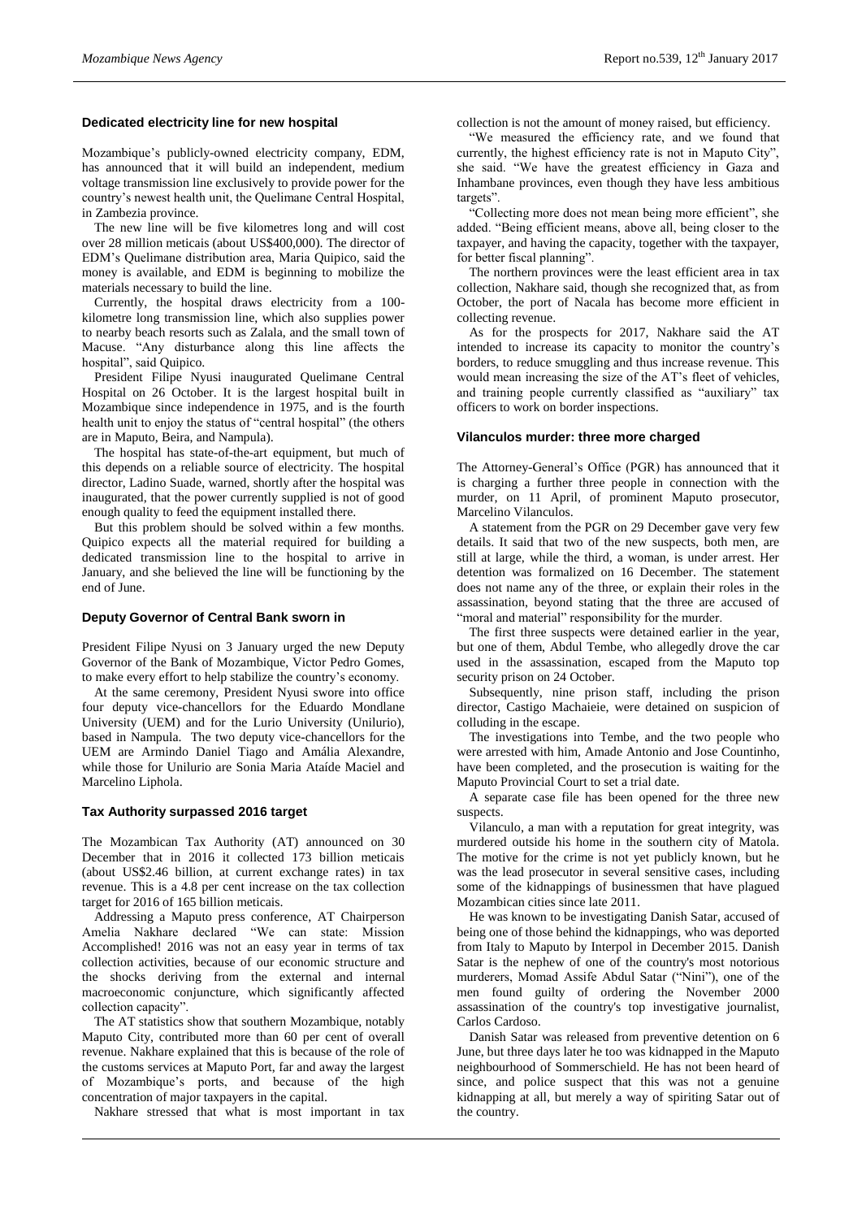### Dedicated electricity line for new hospital

Mozambique's publicly-owned electricity company, EDM, has announced that it will build an independent, medium voltage transmission line exclusively to provide power for the country's newest health unit, the Quelimane Central Hospital, in Zambezia province.

The new line will be five kilometres long and will cost over 28 million meticais (about US$400,000). The director of EDM's Quelimane distribution area, Maria Quipico, said the money is available, and EDM is beginning to mobilize the materials necessary to build the line.

Currently, the hospital draws electricity from a 100-kilometre long transmission line, which also supplies power to nearby beach resorts such as Zalala, and the small town of Macuse. "Any disturbance along this line affects the hospital", said Quipico.

President Filipe Nyusi inaugurated Quelimane Central Hospital on 26 October. It is the largest hospital built in Mozambique since independence in 1975, and is the fourth health unit to enjoy the status of "central hospital" (the others are in Maputo, Beira, and Nampula).

The hospital has state-of-the-art equipment, but much of this depends on a reliable source of electricity. The hospital director, Ladino Suade, warned, shortly after the hospital was inaugurated, that the power currently supplied is not of good enough quality to feed the equipment installed there.

But this problem should be solved within a few months. Quipico expects all the material required for building a dedicated transmission line to the hospital to arrive in January, and she believed the line will be functioning by the end of June.

### Deputy Governor of Central Bank sworn in

President Filipe Nyusi on 3 January urged the new Deputy Governor of the Bank of Mozambique, Victor Pedro Gomes, to make every effort to help stabilize the country's economy.

At the same ceremony, President Nyusi swore into office four deputy vice-chancellors for the Eduardo Mondlane University (UEM) and for the Lurio University (Unilurio), based in Nampula. The two deputy vice-chancellors for the UEM are Armindo Daniel Tiago and Amália Alexandre, while those for Unilurio are Sonia Maria Ataíde Maciel and Marcelino Liphola.

### Tax Authority surpassed 2016 target

The Mozambican Tax Authority (AT) announced on 30 December that in 2016 it collected 173 billion meticais (about US$2.46 billion, at current exchange rates) in tax revenue. This is a 4.8 per cent increase on the tax collection target for 2016 of 165 billion meticais.

Addressing a Maputo press conference, AT Chairperson Amelia Nakhare declared "We can state: Mission Accomplished! 2016 was not an easy year in terms of tax collection activities, because of our economic structure and the shocks deriving from the external and internal macroeconomic conjuncture, which significantly affected collection capacity".

The AT statistics show that southern Mozambique, notably Maputo City, contributed more than 60 per cent of overall revenue. Nakhare explained that this is because of the role of the customs services at Maputo Port, far and away the largest of Mozambique's ports, and because of the high concentration of major taxpayers in the capital.

Nakhare stressed that what is most important in tax collection is not the amount of money raised, but efficiency.

"We measured the efficiency rate, and we found that currently, the highest efficiency rate is not in Maputo City", she said. "We have the greatest efficiency in Gaza and Inhambane provinces, even though they have less ambitious targets".

"Collecting more does not mean being more efficient", she added. "Being efficient means, above all, being closer to the taxpayer, and having the capacity, together with the taxpayer, for better fiscal planning".

The northern provinces were the least efficient area in tax collection, Nakhare said, though she recognized that, as from October, the port of Nacala has become more efficient in collecting revenue.

As for the prospects for 2017, Nakhare said the AT intended to increase its capacity to monitor the country's borders, to reduce smuggling and thus increase revenue. This would mean increasing the size of the AT's fleet of vehicles, and training people currently classified as "auxiliary" tax officers to work on border inspections.

### Vilanculos murder: three more charged

The Attorney-General's Office (PGR) has announced that it is charging a further three people in connection with the murder, on 11 April, of prominent Maputo prosecutor, Marcelino Vilanculos.

A statement from the PGR on 29 December gave very few details. It said that two of the new suspects, both men, are still at large, while the third, a woman, is under arrest. Her detention was formalized on 16 December. The statement does not name any of the three, or explain their roles in the assassination, beyond stating that the three are accused of "moral and material" responsibility for the murder.

The first three suspects were detained earlier in the year, but one of them, Abdul Tembe, who allegedly drove the car used in the assassination, escaped from the Maputo top security prison on 24 October.

Subsequently, nine prison staff, including the prison director, Castigo Machaieie, were detained on suspicion of colluding in the escape.

The investigations into Tembe, and the two people who were arrested with him, Amade Antonio and Jose Countinho, have been completed, and the prosecution is waiting for the Maputo Provincial Court to set a trial date.

A separate case file has been opened for the three new suspects.

Vilanculo, a man with a reputation for great integrity, was murdered outside his home in the southern city of Matola. The motive for the crime is not yet publicly known, but he was the lead prosecutor in several sensitive cases, including some of the kidnappings of businessmen that have plagued Mozambican cities since late 2011.

He was known to be investigating Danish Satar, accused of being one of those behind the kidnappings, who was deported from Italy to Maputo by Interpol in December 2015. Danish Satar is the nephew of one of the country's most notorious murderers, Momad Assife Abdul Satar ("Nini"), one of the men found guilty of ordering the November 2000 assassination of the country's top investigative journalist, Carlos Cardoso.

Danish Satar was released from preventive detention on 6 June, but three days later he too was kidnapped in the Maputo neighbourhood of Sommerschield. He has not been heard of since, and police suspect that this was not a genuine kidnapping at all, but merely a way of spiriting Satar out of the country.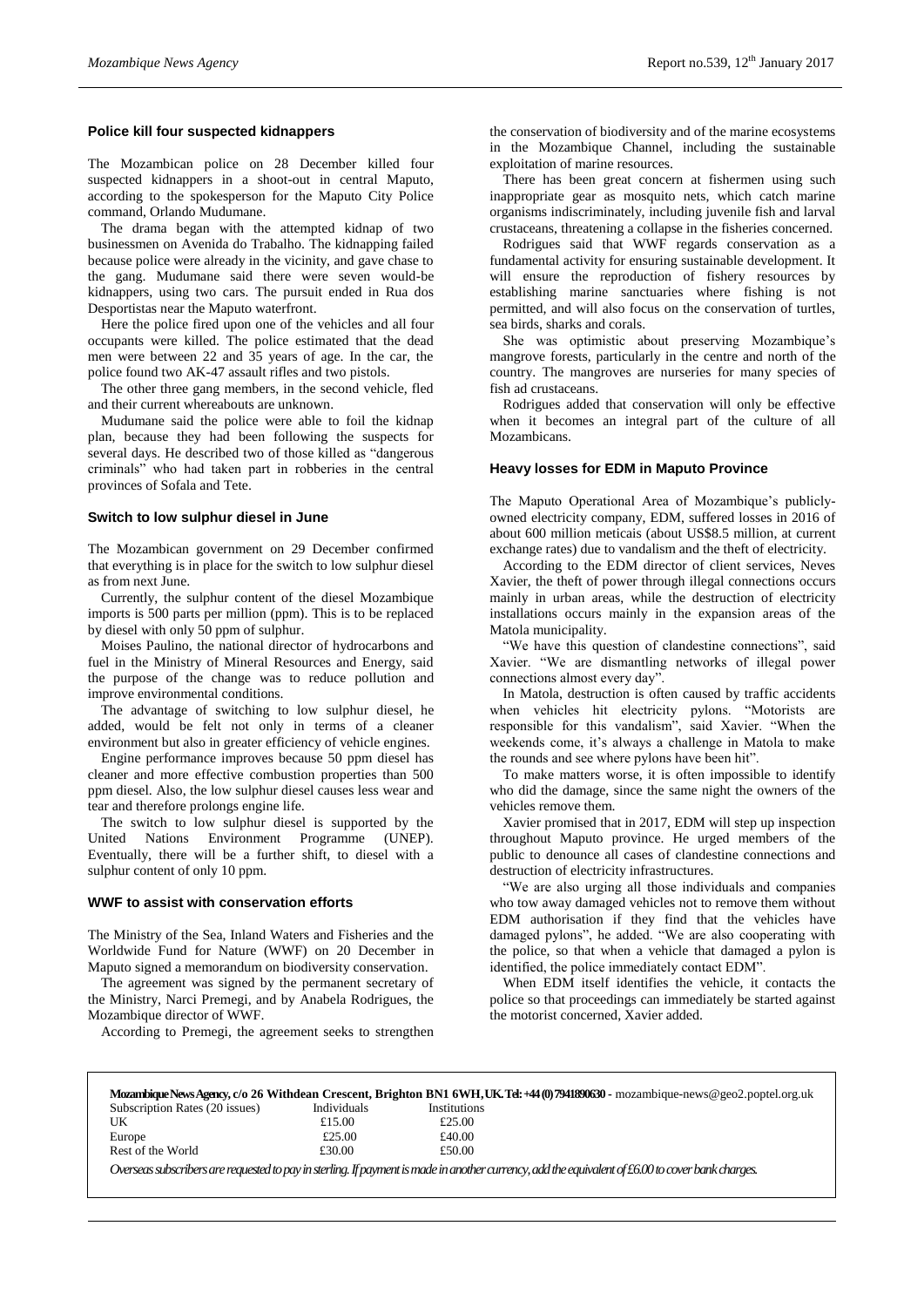## Police kill four suspected kidnappers

The Mozambican police on 28 December killed four suspected kidnappers in a shoot-out in central Maputo, according to the spokesperson for the Maputo City Police command, Orlando Mudumane.

The drama began with the attempted kidnap of two businessmen on Avenida do Trabalho. The kidnapping failed because police were already in the vicinity, and gave chase to the gang. Mudumane said there were seven would-be kidnappers, using two cars. The pursuit ended in Rua dos Desportistas near the Maputo waterfront.

Here the police fired upon one of the vehicles and all four occupants were killed. The police estimated that the dead men were between 22 and 35 years of age. In the car, the police found two AK-47 assault rifles and two pistols.

The other three gang members, in the second vehicle, fled and their current whereabouts are unknown.

Mudumane said the police were able to foil the kidnap plan, because they had been following the suspects for several days. He described two of those killed as "dangerous criminals" who had taken part in robberies in the central provinces of Sofala and Tete.

## Switch to low sulphur diesel in June

The Mozambican government on 29 December confirmed that everything is in place for the switch to low sulphur diesel as from next June.

Currently, the sulphur content of the diesel Mozambique imports is 500 parts per million (ppm). This is to be replaced by diesel with only 50 ppm of sulphur.

Moises Paulino, the national director of hydrocarbons and fuel in the Ministry of Mineral Resources and Energy, said the purpose of the change was to reduce pollution and improve environmental conditions.

The advantage of switching to low sulphur diesel, he added, would be felt not only in terms of a cleaner environment but also in greater efficiency of vehicle engines.

Engine performance improves because 50 ppm diesel has cleaner and more effective combustion properties than 500 ppm diesel. Also, the low sulphur diesel causes less wear and tear and therefore prolongs engine life.

The switch to low sulphur diesel is supported by the United Nations Environment Programme (UNEP). Eventually, there will be a further shift, to diesel with a sulphur content of only 10 ppm.

## WWF to assist with conservation efforts

The Ministry of the Sea, Inland Waters and Fisheries and the Worldwide Fund for Nature (WWF) on 20 December in Maputo signed a memorandum on biodiversity conservation.

The agreement was signed by the permanent secretary of the Ministry, Narci Premegi, and by Anabela Rodrigues, the Mozambique director of WWF.

According to Premegi, the agreement seeks to strengthen the conservation of biodiversity and of the marine ecosystems in the Mozambique Channel, including the sustainable exploitation of marine resources.

There has been great concern at fishermen using such inappropriate gear as mosquito nets, which catch marine organisms indiscriminately, including juvenile fish and larval crustaceans, threatening a collapse in the fisheries concerned.

Rodrigues said that WWF regards conservation as a fundamental activity for ensuring sustainable development. It will ensure the reproduction of fishery resources by establishing marine sanctuaries where fishing is not permitted, and will also focus on the conservation of turtles, sea birds, sharks and corals.

She was optimistic about preserving Mozambique's mangrove forests, particularly in the centre and north of the country. The mangroves are nurseries for many species of fish ad crustaceans.

Rodrigues added that conservation will only be effective when it becomes an integral part of the culture of all Mozambicans.

## Heavy losses for EDM in Maputo Province

The Maputo Operational Area of Mozambique's publicly-owned electricity company, EDM, suffered losses in 2016 of about 600 million meticais (about US$8.5 million, at current exchange rates) due to vandalism and the theft of electricity.

According to the EDM director of client services, Neves Xavier, the theft of power through illegal connections occurs mainly in urban areas, while the destruction of electricity installations occurs mainly in the expansion areas of the Matola municipality.

"We have this question of clandestine connections", said Xavier. "We are dismantling networks of illegal power connections almost every day".

In Matola, destruction is often caused by traffic accidents when vehicles hit electricity pylons. "Motorists are responsible for this vandalism", said Xavier. "When the weekends come, it's always a challenge in Matola to make the rounds and see where pylons have been hit".

To make matters worse, it is often impossible to identify who did the damage, since the same night the owners of the vehicles remove them.

Xavier promised that in 2017, EDM will step up inspection throughout Maputo province. He urged members of the public to denounce all cases of clandestine connections and destruction of electricity infrastructures.

"We are also urging all those individuals and companies who tow away damaged vehicles not to remove them without EDM authorisation if they find that the vehicles have damaged pylons", he added. "We are also cooperating with the police, so that when a vehicle that damaged a pylon is identified, the police immediately contact EDM".

When EDM itself identifies the vehicle, it contacts the police so that proceedings can immediately be started against the motorist concerned, Xavier added.

**Mozambique News Agency, c/o 26 Withdean Crescent, Brighton BN1 6WH, UK. Tel: +44 (0) 7941890630 -** mozambique-news@geo2.poptel.org.uk

| Subscription Rates (20 issues) | Individuals | Institutions |
|---|---|---|
| UK | £15.00 | £25.00 |
| Europe | £25.00 | £40.00 |
| Rest of the World | £30.00 | £50.00 |

*Overseas subscribers are requested to pay in sterling. If payment is made in another currency, add the equivalent of £6.00 to cover bank charges.*